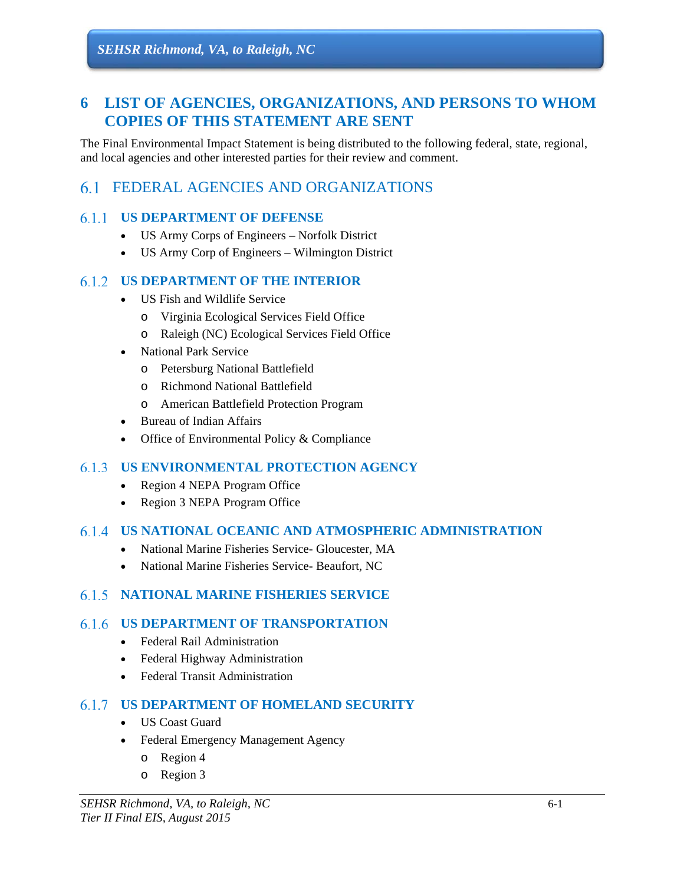# 6 LIST OF AGENCIES, ORGANIZATIONS, AND PERSONS TO WHOM COPIES OF THIS STATEMENT ARE SENT

The Final Environmental Impact Statement is being distributed to the following federal, state, regional, and local agencies and other interested parties for their review and comment.

## 6.1 FEDERAL AGENCIES AND ORGANIZATIONS

### 6.1.1 US DEPARTMENT OF DEFENSE

- US Army Corps of Engineers – Norfolk District
- US Army Corp of Engineers – Wilmington District

### 6.1.2 US DEPARTMENT OF THE INTERIOR

- US Fish and Wildlife Service
  - Virginia Ecological Services Field Office
  - Raleigh (NC) Ecological Services Field Office
- National Park Service
  - Petersburg National Battlefield
  - Richmond National Battlefield
  - American Battlefield Protection Program
- Bureau of Indian Affairs
- Office of Environmental Policy & Compliance

### 6.1.3 US ENVIRONMENTAL PROTECTION AGENCY

- Region 4 NEPA Program Office
- Region 3 NEPA Program Office

### 6.1.4 US NATIONAL OCEANIC AND ATMOSPHERIC ADMINISTRATION

- National Marine Fisheries Service- Gloucester, MA
- National Marine Fisheries Service- Beaufort, NC

### 6.1.5 NATIONAL MARINE FISHERIES SERVICE

### 6.1.6 US DEPARTMENT OF TRANSPORTATION

- Federal Rail Administration
- Federal Highway Administration
- Federal Transit Administration

### 6.1.7 US DEPARTMENT OF HOMELAND SECURITY

- US Coast Guard
- Federal Emergency Management Agency
  - Region 4
  - Region 3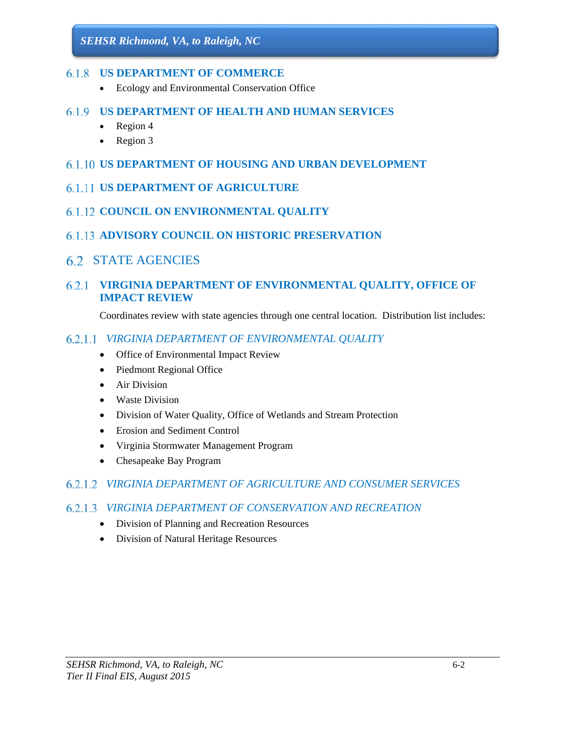### 6.1.8 US DEPARTMENT OF COMMERCE

- Ecology and Environmental Conservation Office

### 6.1.9 US DEPARTMENT OF HEALTH AND HUMAN SERVICES

- Region 4
- Region 3

### 6.1.10 US DEPARTMENT OF HOUSING AND URBAN DEVELOPMENT

### 6.1.11 US DEPARTMENT OF AGRICULTURE

### 6.1.12 COUNCIL ON ENVIRONMENTAL QUALITY

### 6.1.13 ADVISORY COUNCIL ON HISTORIC PRESERVATION

## 6.2 STATE AGENCIES

### 6.2.1 VIRGINIA DEPARTMENT OF ENVIRONMENTAL QUALITY, OFFICE OF IMPACT REVIEW

Coordinates review with state agencies through one central location. Distribution list includes:

#### 6.2.1.1 *VIRGINIA DEPARTMENT OF ENVIRONMENTAL QUALITY*

- Office of Environmental Impact Review
- Piedmont Regional Office
- Air Division
- Waste Division
- Division of Water Quality, Office of Wetlands and Stream Protection
- Erosion and Sediment Control
- Virginia Stormwater Management Program
- Chesapeake Bay Program

#### 6.2.1.2 *VIRGINIA DEPARTMENT OF AGRICULTURE AND CONSUMER SERVICES*

#### 6.2.1.3 *VIRGINIA DEPARTMENT OF CONSERVATION AND RECREATION*

- Division of Planning and Recreation Resources
- Division of Natural Heritage Resources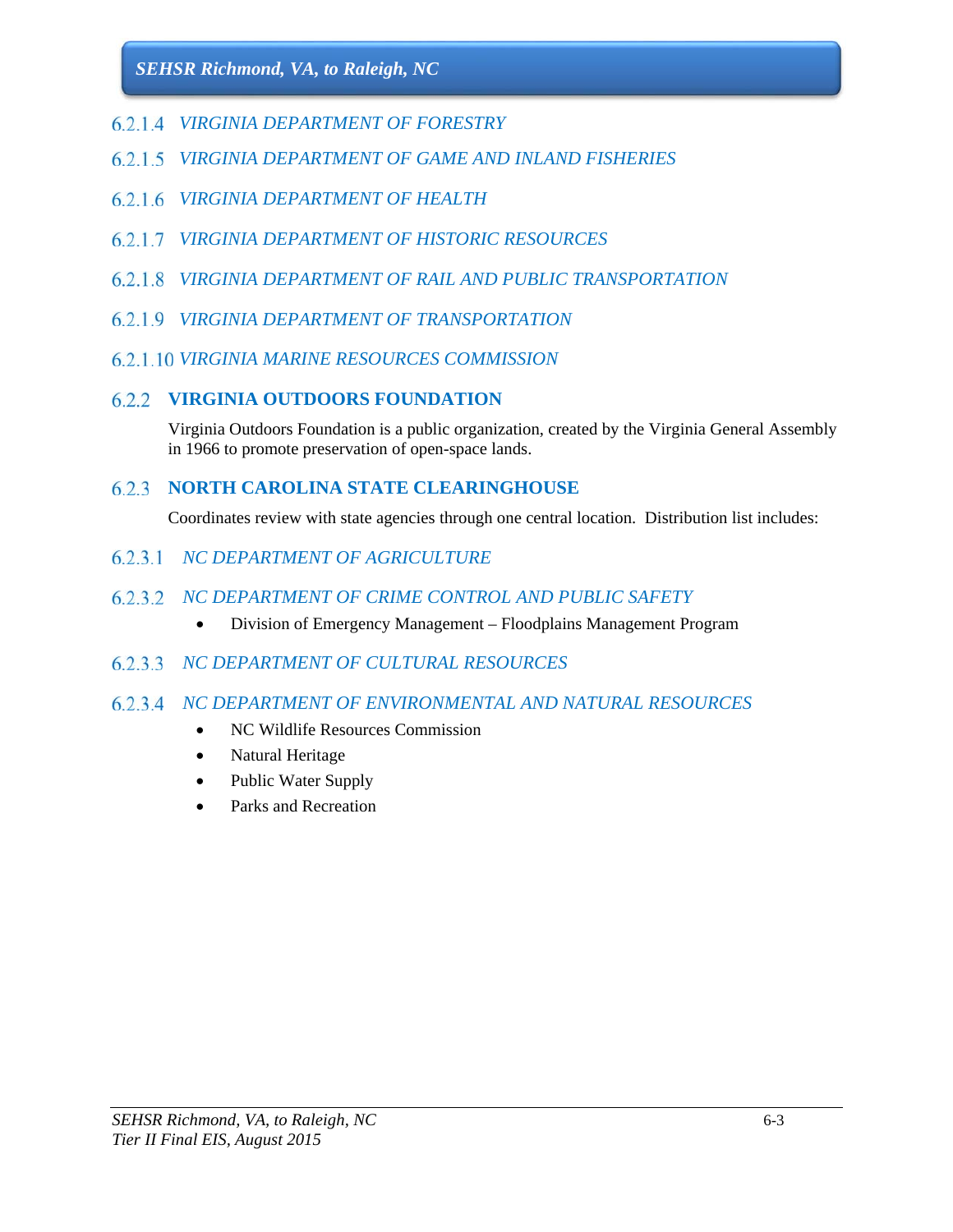#### 6.2.1.4 *VIRGINIA DEPARTMENT OF FORESTRY*

#### 6.2.1.5 *VIRGINIA DEPARTMENT OF GAME AND INLAND FISHERIES*

#### 6.2.1.6 *VIRGINIA DEPARTMENT OF HEALTH*

#### 6.2.1.7 *VIRGINIA DEPARTMENT OF HISTORIC RESOURCES*

#### 6.2.1.8 *VIRGINIA DEPARTMENT OF RAIL AND PUBLIC TRANSPORTATION*

#### 6.2.1.9 *VIRGINIA DEPARTMENT OF TRANSPORTATION*

#### 6.2.1.10 *VIRGINIA MARINE RESOURCES COMMISSION*

### 6.2.2 VIRGINIA OUTDOORS FOUNDATION

Virginia Outdoors Foundation is a public organization, created by the Virginia General Assembly in 1966 to promote preservation of open-space lands.

### 6.2.3 NORTH CAROLINA STATE CLEARINGHOUSE

Coordinates review with state agencies through one central location. Distribution list includes:

#### 6.2.3.1 *NC DEPARTMENT OF AGRICULTURE*

#### 6.2.3.2 *NC DEPARTMENT OF CRIME CONTROL AND PUBLIC SAFETY*

- Division of Emergency Management – Floodplains Management Program

#### 6.2.3.3 *NC DEPARTMENT OF CULTURAL RESOURCES*

#### 6.2.3.4 *NC DEPARTMENT OF ENVIRONMENTAL AND NATURAL RESOURCES*

- NC Wildlife Resources Commission
- Natural Heritage
- Public Water Supply
- Parks and Recreation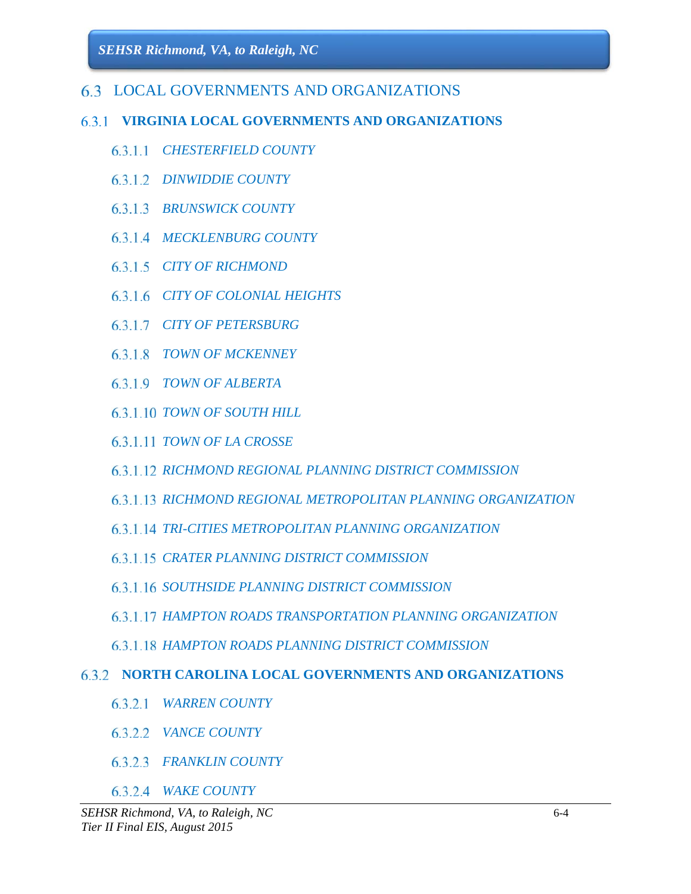## 6.3 LOCAL GOVERNMENTS AND ORGANIZATIONS

### 6.3.1 VIRGINIA LOCAL GOVERNMENTS AND ORGANIZATIONS

#### 6.3.1.1 *CHESTERFIELD COUNTY*

#### 6.3.1.2 *DINWIDDIE COUNTY*

#### 6.3.1.3 *BRUNSWICK COUNTY*

#### 6.3.1.4 *MECKLENBURG COUNTY*

#### 6.3.1.5 *CITY OF RICHMOND*

#### 6.3.1.6 *CITY OF COLONIAL HEIGHTS*

#### 6.3.1.7 *CITY OF PETERSBURG*

#### 6.3.1.8 *TOWN OF MCKENNEY*

#### 6.3.1.9 *TOWN OF ALBERTA*

#### 6.3.1.10 *TOWN OF SOUTH HILL*

#### 6.3.1.11 *TOWN OF LA CROSSE*

#### 6.3.1.12 *RICHMOND REGIONAL PLANNING DISTRICT COMMISSION*

#### 6.3.1.13 *RICHMOND REGIONAL METROPOLITAN PLANNING ORGANIZATION*

#### 6.3.1.14 *TRI-CITIES METROPOLITAN PLANNING ORGANIZATION*

#### 6.3.1.15 *CRATER PLANNING DISTRICT COMMISSION*

#### 6.3.1.16 *SOUTHSIDE PLANNING DISTRICT COMMISSION*

#### 6.3.1.17 *HAMPTON ROADS TRANSPORTATION PLANNING ORGANIZATION*

#### 6.3.1.18 *HAMPTON ROADS PLANNING DISTRICT COMMISSION*

### 6.3.2 NORTH CAROLINA LOCAL GOVERNMENTS AND ORGANIZATIONS

#### 6.3.2.1 *WARREN COUNTY*

#### 6.3.2.2 *VANCE COUNTY*

#### 6.3.2.3 *FRANKLIN COUNTY*

#### 6.3.2.4 *WAKE COUNTY*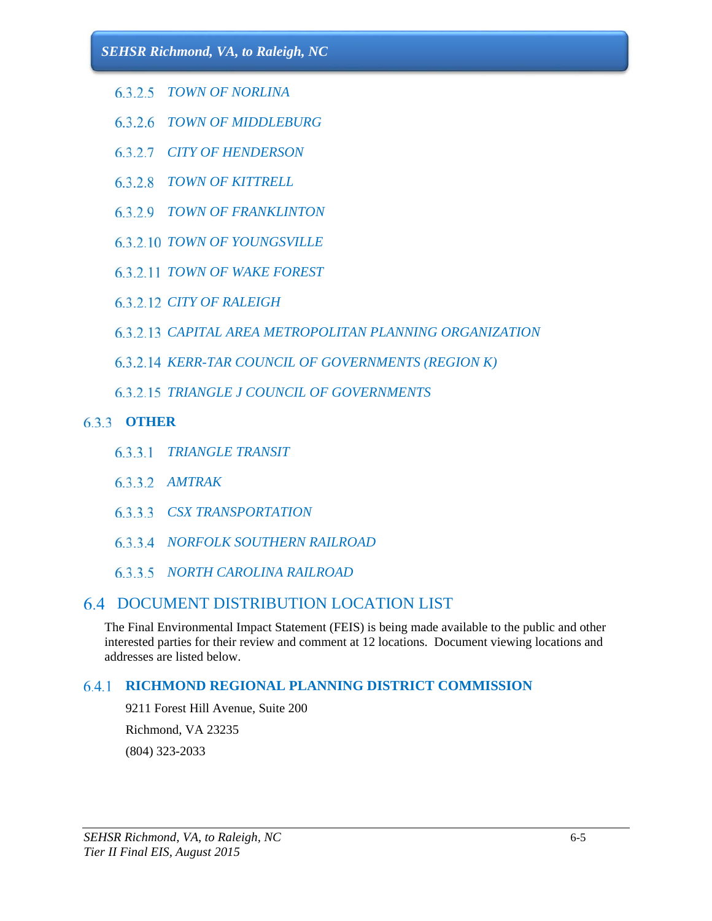#### 6.3.2.5 *TOWN OF NORLINA*

#### 6.3.2.6 *TOWN OF MIDDLEBURG*

#### 6.3.2.7 *CITY OF HENDERSON*

#### 6.3.2.8 *TOWN OF KITTRELL*

#### 6.3.2.9 *TOWN OF FRANKLINTON*

#### 6.3.2.10 *TOWN OF YOUNGSVILLE*

#### 6.3.2.11 *TOWN OF WAKE FOREST*

#### 6.3.2.12 *CITY OF RALEIGH*

#### 6.3.2.13 *CAPITAL AREA METROPOLITAN PLANNING ORGANIZATION*

#### 6.3.2.14 *KERR-TAR COUNCIL OF GOVERNMENTS (REGION K)*

#### 6.3.2.15 *TRIANGLE J COUNCIL OF GOVERNMENTS*

### 6.3.3 OTHER

#### 6.3.3.1 *TRIANGLE TRANSIT*

#### 6.3.3.2 *AMTRAK*

#### 6.3.3.3 *CSX TRANSPORTATION*

#### 6.3.3.4 *NORFOLK SOUTHERN RAILROAD*

#### 6.3.3.5 *NORTH CAROLINA RAILROAD*

## 6.4 DOCUMENT DISTRIBUTION LOCATION LIST

The Final Environmental Impact Statement (FEIS) is being made available to the public and other interested parties for their review and comment at 12 locations. Document viewing locations and addresses are listed below.

### 6.4.1 RICHMOND REGIONAL PLANNING DISTRICT COMMISSION

9211 Forest Hill Avenue, Suite 200

Richmond, VA 23235

(804) 323-2033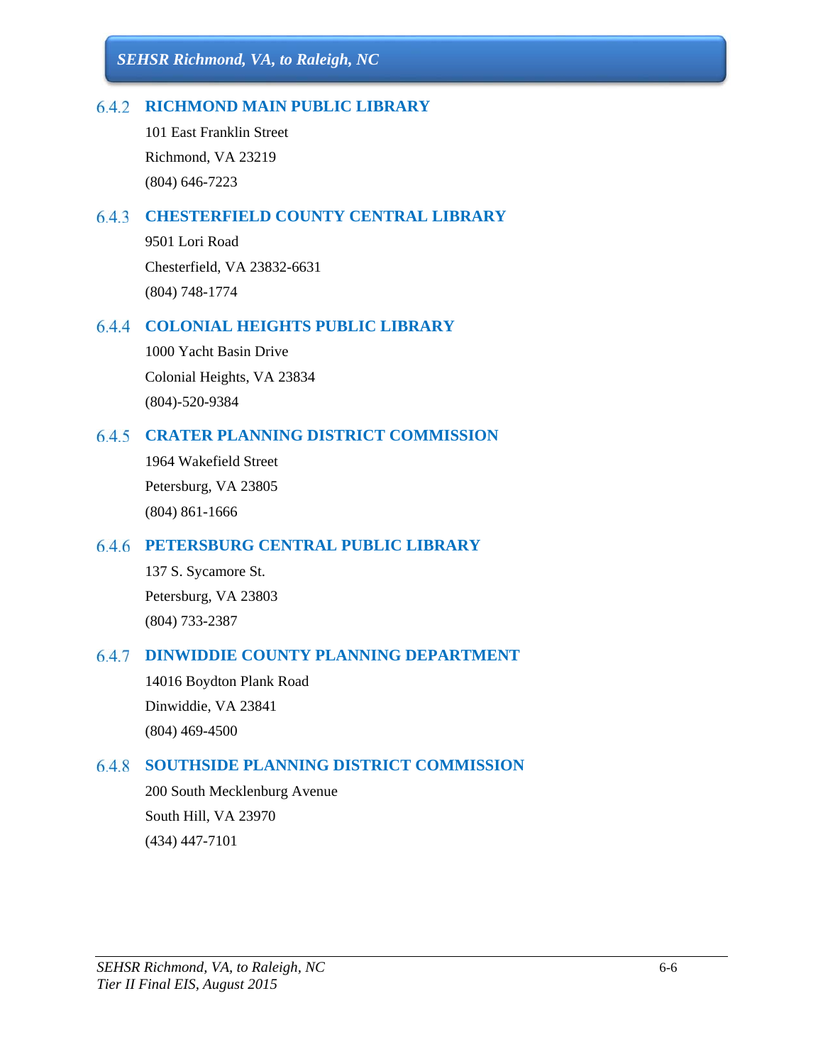### 6.4.2 RICHMOND MAIN PUBLIC LIBRARY

101 East Franklin Street

Richmond, VA 23219

(804) 646-7223

### 6.4.3 CHESTERFIELD COUNTY CENTRAL LIBRARY

9501 Lori Road

Chesterfield, VA 23832-6631

(804) 748-1774

### 6.4.4 COLONIAL HEIGHTS PUBLIC LIBRARY

1000 Yacht Basin Drive

Colonial Heights, VA 23834

(804)-520-9384

### 6.4.5 CRATER PLANNING DISTRICT COMMISSION

1964 Wakefield Street

Petersburg, VA 23805

(804) 861-1666

### 6.4.6 PETERSBURG CENTRAL PUBLIC LIBRARY

137 S. Sycamore St.

Petersburg, VA 23803

(804) 733-2387

### 6.4.7 DINWIDDIE COUNTY PLANNING DEPARTMENT

14016 Boydton Plank Road

Dinwiddie, VA 23841

(804) 469-4500

### 6.4.8 SOUTHSIDE PLANNING DISTRICT COMMISSION

200 South Mecklenburg Avenue

South Hill, VA 23970

(434) 447-7101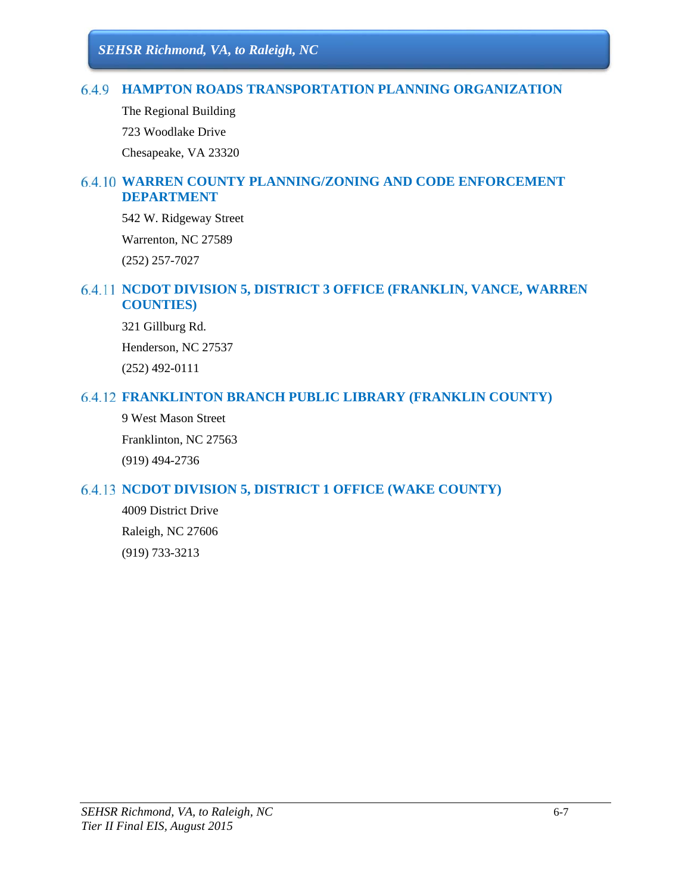### 6.4.9 HAMPTON ROADS TRANSPORTATION PLANNING ORGANIZATION

The Regional Building

723 Woodlake Drive

Chesapeake, VA 23320

### 6.4.10 WARREN COUNTY PLANNING/ZONING AND CODE ENFORCEMENT DEPARTMENT

542 W. Ridgeway Street

Warrenton, NC 27589

(252) 257-7027

### 6.4.11 NCDOT DIVISION 5, DISTRICT 3 OFFICE (FRANKLIN, VANCE, WARREN COUNTIES)

321 Gillburg Rd.

Henderson, NC 27537

(252) 492-0111

### 6.4.12 FRANKLINTON BRANCH PUBLIC LIBRARY (FRANKLIN COUNTY)

9 West Mason Street

Franklinton, NC 27563

(919) 494-2736

### 6.4.13 NCDOT DIVISION 5, DISTRICT 1 OFFICE (WAKE COUNTY)

4009 District Drive

Raleigh, NC 27606

(919) 733-3213